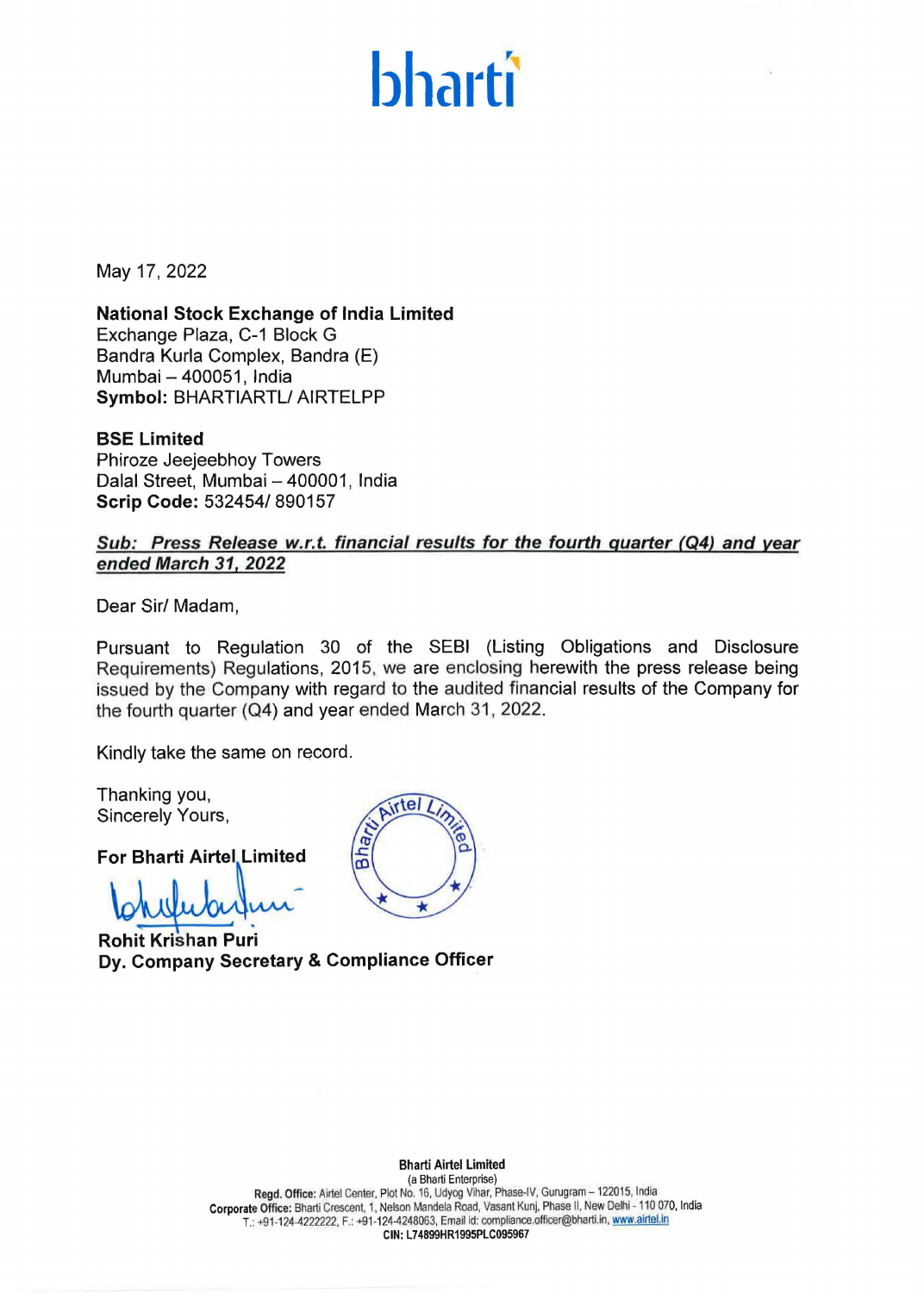# bharti

May 17, 2022

**National Stock Exchange of India Limited**
Exchange Plaza, C-1 Block G
Bandra Kurla Complex, Bandra (E)
Mumbai – 400051, India
**Symbol:** BHARTIARTL/ AIRTELPP

**BSE Limited**
Phiroze Jeejeebhoy Towers
Dalal Street, Mumbai – 400001, India
**Scrip Code:** 532454/ 890157

***Sub: Press Release w.r.t. financial results for the fourth quarter (Q4) and year ended March 31, 2022***

Dear Sir/ Madam,

Pursuant to Regulation 30 of the SEBI (Listing Obligations and Disclosure Requirements) Regulations, 2015, we are enclosing herewith the press release being issued by the Company with regard to the audited financial results of the Company for the fourth quarter (Q4) and year ended March 31, 2022.

Kindly take the same on record.

Thanking you,
Sincerely Yours,

**For Bharti Airtel Limited**

**Rohit Krishan Puri**
**Dy. Company Secretary & Compliance Officer**

**Bharti Airtel Limited**
(a Bharti Enterprise)
**Regd. Office:** Airtel Center, Plot No. 16, Udyog Vihar, Phase-IV, Gurugram – 122015, India
**Corporate Office:** Bharti Crescent, 1, Nelson Mandela Road, Vasant Kunj, Phase II, New Delhi - 110 070, India
T.: +91-124-4222222, F.: +91-124-4248063, Email id: compliance.officer@bharti.in, www.airtel.in
**CIN: L74899HR1995PLC095967**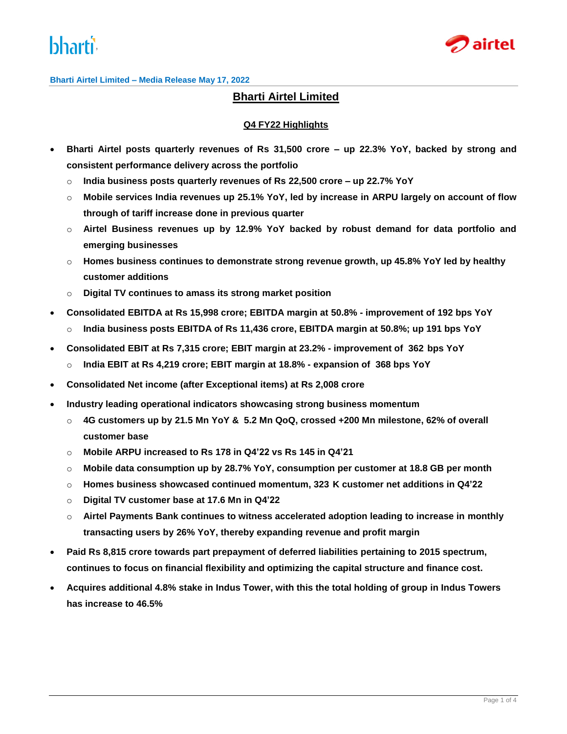**Bharti Airtel Limited – Media Release May 17, 2022**

# Bharti Airtel Limited

## Q4 FY22 Highlights

- **Bharti Airtel posts quarterly revenues of Rs 31,500 crore – up 22.3% YoY, backed by strong and consistent performance delivery across the portfolio**
    - **India business posts quarterly revenues of Rs 22,500 crore – up 22.7% YoY**
    - **Mobile services India revenues up 25.1% YoY, led by increase in ARPU largely on account of flow through of tariff increase done in previous quarter**
    - **Airtel Business revenues up by 12.9% YoY backed by robust demand for data portfolio and emerging businesses**
    - **Homes business continues to demonstrate strong revenue growth, up 45.8% YoY led by healthy customer additions**
    - **Digital TV continues to amass its strong market position**
- **Consolidated EBITDA at Rs 15,998 crore; EBITDA margin at 50.8% - improvement of 192 bps YoY**
    - **India business posts EBITDA of Rs 11,436 crore, EBITDA margin at 50.8%; up 191 bps YoY**
- **Consolidated EBIT at Rs 7,315 crore; EBIT margin at 23.2% - improvement of 362 bps YoY**
    - **India EBIT at Rs 4,219 crore; EBIT margin at 18.8% - expansion of 368 bps YoY**
- **Consolidated Net income (after Exceptional items) at Rs 2,008 crore**
- **Industry leading operational indicators showcasing strong business momentum**
    - **4G customers up by 21.5 Mn YoY & 5.2 Mn QoQ, crossed +200 Mn milestone, 62% of overall customer base**
    - **Mobile ARPU increased to Rs 178 in Q4'22 vs Rs 145 in Q4'21**
    - **Mobile data consumption up by 28.7% YoY, consumption per customer at 18.8 GB per month**
    - **Homes business showcased continued momentum, 323 K customer net additions in Q4'22**
    - **Digital TV customer base at 17.6 Mn in Q4'22**
    - **Airtel Payments Bank continues to witness accelerated adoption leading to increase in monthly transacting users by 26% YoY, thereby expanding revenue and profit margin**
- **Paid Rs 8,815 crore towards part prepayment of deferred liabilities pertaining to 2015 spectrum, continues to focus on financial flexibility and optimizing the capital structure and finance cost.**
- **Acquires additional 4.8% stake in Indus Tower, with this the total holding of group in Indus Towers has increase to 46.5%**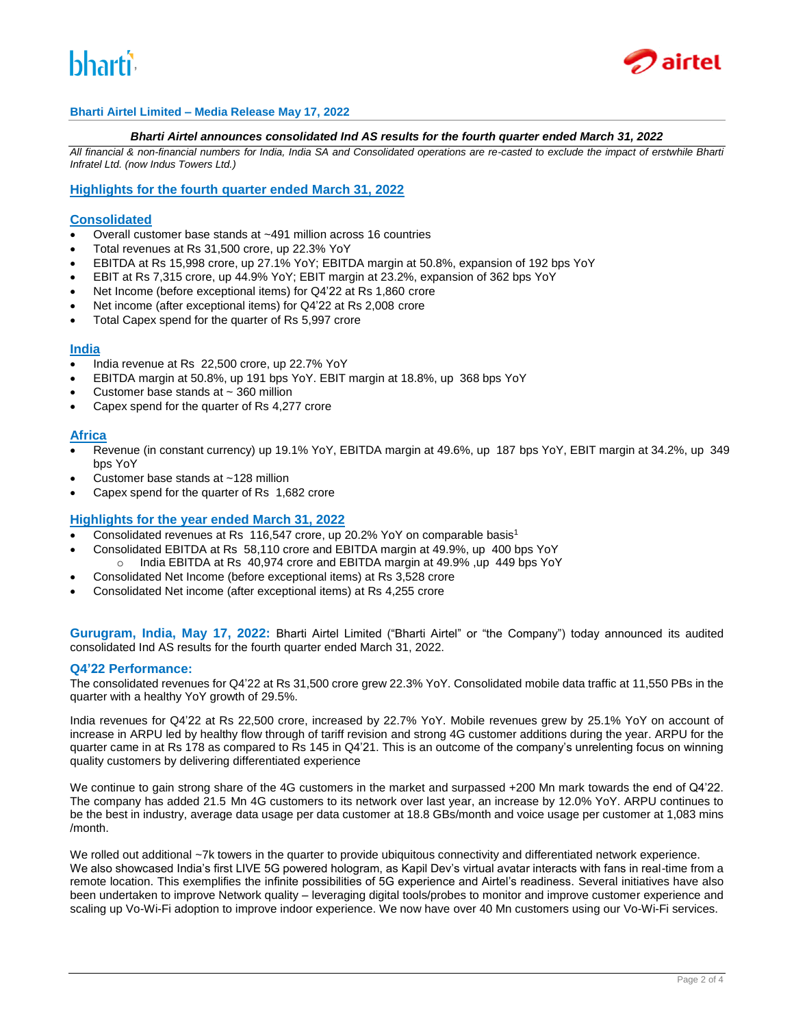**Bharti Airtel Limited – Media Release May 17, 2022**

***Bharti Airtel announces consolidated Ind AS results for the fourth quarter ended March 31, 2022***

*All financial & non-financial numbers for India, India SA and Consolidated operations are re-casted to exclude the impact of erstwhile Bharti Infratel Ltd. (now Indus Towers Ltd.)*

## Highlights for the fourth quarter ended March 31, 2022

### Consolidated

- Overall customer base stands at ~491 million across 16 countries
- Total revenues at Rs 31,500 crore, up 22.3% YoY
- EBITDA at Rs 15,998 crore, up 27.1% YoY; EBITDA margin at 50.8%, expansion of 192 bps YoY
- EBIT at Rs 7,315 crore, up 44.9% YoY; EBIT margin at 23.2%, expansion of 362 bps YoY
- Net Income (before exceptional items) for Q4'22 at Rs 1,860 crore
- Net income (after exceptional items) for Q4'22 at Rs 2,008 crore
- Total Capex spend for the quarter of Rs 5,997 crore

### India

- India revenue at Rs 22,500 crore, up 22.7% YoY
- EBITDA margin at 50.8%, up 191 bps YoY. EBIT margin at 18.8%, up 368 bps YoY
- Customer base stands at ~ 360 million
- Capex spend for the quarter of Rs 4,277 crore

### Africa

- Revenue (in constant currency) up 19.1% YoY, EBITDA margin at 49.6%, up 187 bps YoY, EBIT margin at 34.2%, up 349 bps YoY
- Customer base stands at ~128 million
- Capex spend for the quarter of Rs 1,682 crore

## Highlights for the year ended March 31, 2022

- Consolidated revenues at Rs 116,547 crore, up 20.2% YoY on comparable basis[1]
- Consolidated EBITDA at Rs 58,110 crore and EBITDA margin at 49.9%, up 400 bps YoY
  - India EBITDA at Rs 40,974 crore and EBITDA margin at 49.9% ,up 449 bps YoY
- Consolidated Net Income (before exceptional items) at Rs 3,528 crore
- Consolidated Net income (after exceptional items) at Rs 4,255 crore

**Gurugram, India, May 17, 2022:** Bharti Airtel Limited ("Bharti Airtel" or "the Company") today announced its audited consolidated Ind AS results for the fourth quarter ended March 31, 2022.

### Q4'22 Performance:

The consolidated revenues for Q4'22 at Rs 31,500 crore grew 22.3% YoY. Consolidated mobile data traffic at 11,550 PBs in the quarter with a healthy YoY growth of 29.5%.

India revenues for Q4'22 at Rs 22,500 crore, increased by 22.7% YoY. Mobile revenues grew by 25.1% YoY on account of increase in ARPU led by healthy flow through of tariff revision and strong 4G customer additions during the year. ARPU for the quarter came in at Rs 178 as compared to Rs 145 in Q4'21. This is an outcome of the company's unrelenting focus on winning quality customers by delivering differentiated experience

We continue to gain strong share of the 4G customers in the market and surpassed +200 Mn mark towards the end of Q4'22. The company has added 21.5 Mn 4G customers to its network over last year, an increase by 12.0% YoY. ARPU continues to be the best in industry, average data usage per data customer at 18.8 GBs/month and voice usage per customer at 1,083 mins /month.

We rolled out additional ~7k towers in the quarter to provide ubiquitous connectivity and differentiated network experience. We also showcased India's first LIVE 5G powered hologram, as Kapil Dev's virtual avatar interacts with fans in real-time from a remote location. This exemplifies the infinite possibilities of 5G experience and Airtel's readiness. Several initiatives have also been undertaken to improve Network quality – leveraging digital tools/probes to monitor and improve customer experience and scaling up Vo-Wi-Fi adoption to improve indoor experience. We now have over 40 Mn customers using our Vo-Wi-Fi services.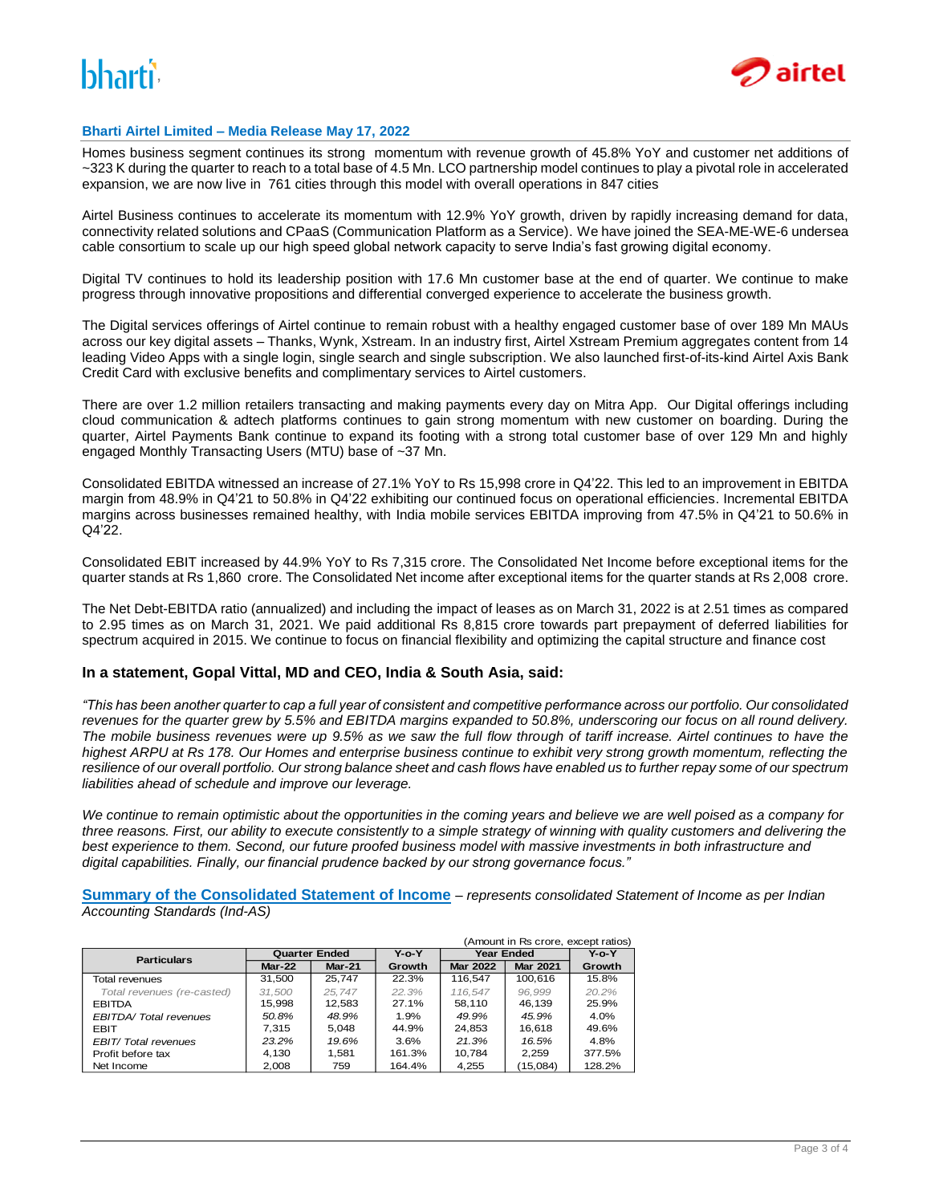**Bharti Airtel Limited – Media Release May 17, 2022**

Homes business segment continues its strong momentum with revenue growth of 45.8% YoY and customer net additions of ~323 K during the quarter to reach to a total base of 4.5 Mn. LCO partnership model continues to play a pivotal role in accelerated expansion, we are now live in 761 cities through this model with overall operations in 847 cities

Airtel Business continues to accelerate its momentum with 12.9% YoY growth, driven by rapidly increasing demand for data, connectivity related solutions and CPaaS (Communication Platform as a Service). We have joined the SEA-ME-WE-6 undersea cable consortium to scale up our high speed global network capacity to serve India's fast growing digital economy.

Digital TV continues to hold its leadership position with 17.6 Mn customer base at the end of quarter. We continue to make progress through innovative propositions and differential converged experience to accelerate the business growth.

The Digital services offerings of Airtel continue to remain robust with a healthy engaged customer base of over 189 Mn MAUs across our key digital assets – Thanks, Wynk, Xstream. In an industry first, Airtel Xstream Premium aggregates content from 14 leading Video Apps with a single login, single search and single subscription. We also launched first-of-its-kind Airtel Axis Bank Credit Card with exclusive benefits and complimentary services to Airtel customers.

There are over 1.2 million retailers transacting and making payments every day on Mitra App. Our Digital offerings including cloud communication & adtech platforms continues to gain strong momentum with new customer on boarding. During the quarter, Airtel Payments Bank continue to expand its footing with a strong total customer base of over 129 Mn and highly engaged Monthly Transacting Users (MTU) base of ~37 Mn.

Consolidated EBITDA witnessed an increase of 27.1% YoY to Rs 15,998 crore in Q4'22. This led to an improvement in EBITDA margin from 48.9% in Q4'21 to 50.8% in Q4'22 exhibiting our continued focus on operational efficiencies. Incremental EBITDA margins across businesses remained healthy, with India mobile services EBITDA improving from 47.5% in Q4'21 to 50.6% in Q4'22.

Consolidated EBIT increased by 44.9% YoY to Rs 7,315 crore. The Consolidated Net Income before exceptional items for the quarter stands at Rs 1,860 crore. The Consolidated Net income after exceptional items for the quarter stands at Rs 2,008 crore.

The Net Debt-EBITDA ratio (annualized) and including the impact of leases as on March 31, 2022 is at 2.51 times as compared to 2.95 times as on March 31, 2021. We paid additional Rs 8,815 crore towards part prepayment of deferred liabilities for spectrum acquired in 2015. We continue to focus on financial flexibility and optimizing the capital structure and finance cost

## In a statement, Gopal Vittal, MD and CEO, India & South Asia, said:

*"This has been another quarter to cap a full year of consistent and competitive performance across our portfolio. Our consolidated revenues for the quarter grew by 5.5% and EBITDA margins expanded to 50.8%, underscoring our focus on all round delivery. The mobile business revenues were up 9.5% as we saw the full flow through of tariff increase. Airtel continues to have the highest ARPU at Rs 178. Our Homes and enterprise business continue to exhibit very strong growth momentum, reflecting the resilience of our overall portfolio. Our strong balance sheet and cash flows have enabled us to further repay some of our spectrum liabilities ahead of schedule and improve our leverage.*

*We continue to remain optimistic about the opportunities in the coming years and believe we are well poised as a company for three reasons. First, our ability to execute consistently to a simple strategy of winning with quality customers and delivering the best experience to them. Second, our future proofed business model with massive investments in both infrastructure and digital capabilities. Finally, our financial prudence backed by our strong governance focus."*

**Summary of the Consolidated Statement of Income** – *represents consolidated Statement of Income as per Indian Accounting Standards (Ind-AS)*

(Amount in Rs crore, except ratios)

| Particulars | Quarter Ended | | Y-o-Y | Year Ended | | Y-o-Y |
|---|---|---|---|---|---|---|
| | Mar-22 | Mar-21 | Growth | Mar 2022 | Mar 2021 | Growth |
| Total revenues | 31,500 | 25,747 | 22.3% | 116,547 | 100,616 | 15.8% |
| *Total revenues (re-casted)* | *31,500* | *25,747* | *22.3%* | *116,547* | *96,999* | *20.2%* |
| EBITDA | 15,998 | 12,583 | 27.1% | 58,110 | 46,139 | 25.9% |
| *EBITDA/ Total revenues* | *50.8%* | *48.9%* | *1.9%* | *49.9%* | *45.9%* | *4.0%* |
| EBIT | 7,315 | 5,048 | 44.9% | 24,853 | 16,618 | 49.6% |
| *EBIT/ Total revenues* | *23.2%* | *19.6%* | *3.6%* | *21.3%* | *16.5%* | *4.8%* |
| Profit before tax | 4,130 | 1,581 | 161.3% | 10,784 | 2,259 | 377.5% |
| Net Income | 2,008 | 759 | 164.4% | 4,255 | (15,084) | 128.2% |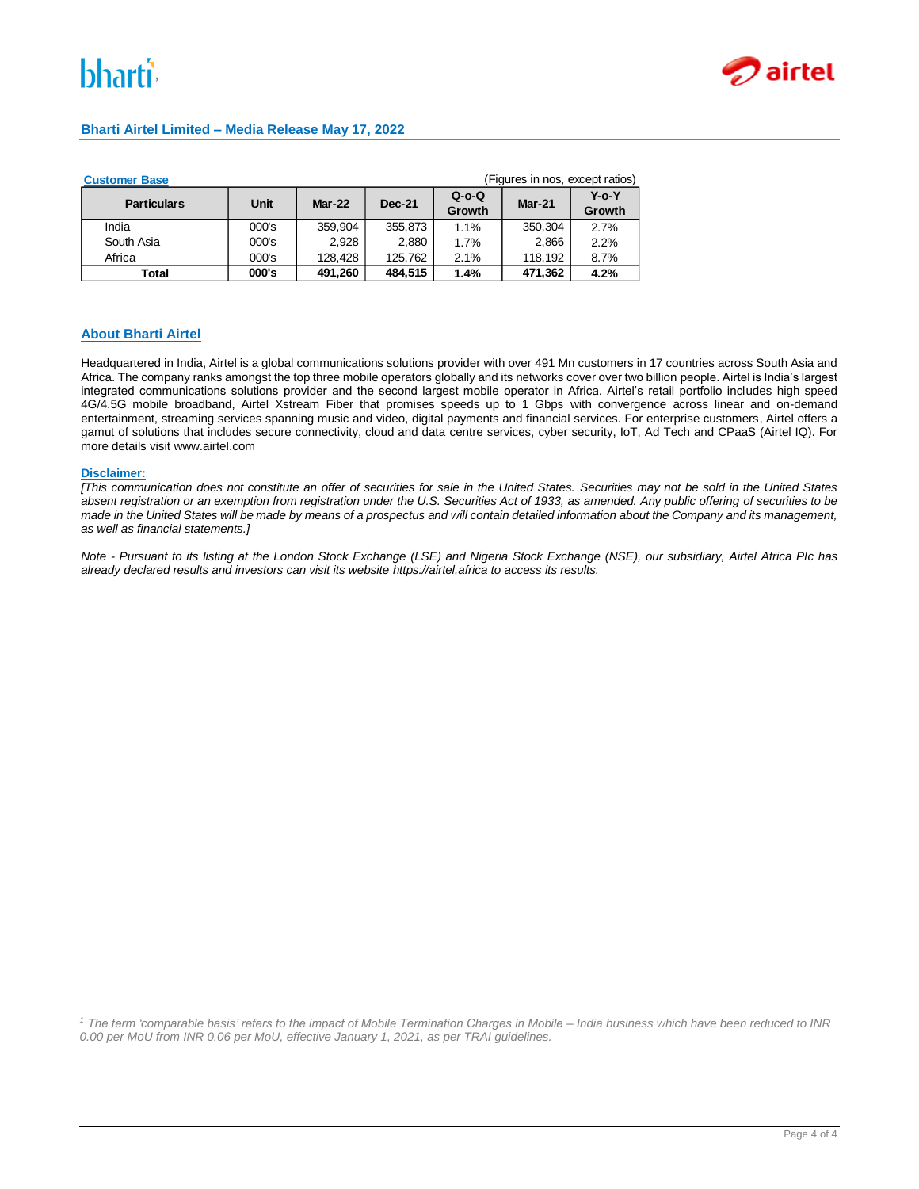**Customer Base**

(Figures in nos, except ratios)

| Particulars | Unit | Mar-22 | Dec-21 | Q-o-Q Growth | Mar-21 | Y-o-Y Growth |
|---|---|---|---|---|---|---|
| India | 000's | 359,904 | 355,873 | 1.1% | 350,304 | 2.7% |
| South Asia | 000's | 2,928 | 2,880 | 1.7% | 2,866 | 2.2% |
| Africa | 000's | 128,428 | 125,762 | 2.1% | 118,192 | 8.7% |
| **Total** | **000's** | **491,260** | **484,515** | **1.4%** | **471,362** | **4.2%** |

## About Bharti Airtel

Headquartered in India, Airtel is a global communications solutions provider with over 491 Mn customers in 17 countries across South Asia and Africa. The company ranks amongst the top three mobile operators globally and its networks cover over two billion people. Airtel is India's largest integrated communications solutions provider and the second largest mobile operator in Africa. Airtel's retail portfolio includes high speed 4G/4.5G mobile broadband, Airtel Xstream Fiber that promises speeds up to 1 Gbps with convergence across linear and on-demand entertainment, streaming services spanning music and video, digital payments and financial services. For enterprise customers, Airtel offers a gamut of solutions that includes secure connectivity, cloud and data centre services, cyber security, IoT, Ad Tech and CPaaS (Airtel IQ). For more details visit www.airtel.com

**Disclaimer:**

*[This communication does not constitute an offer of securities for sale in the United States. Securities may not be sold in the United States absent registration or an exemption from registration under the U.S. Securities Act of 1933, as amended. Any public offering of securities to be made in the United States will be made by means of a prospectus and will contain detailed information about the Company and its management, as well as financial statements.]*

*Note - Pursuant to its listing at the London Stock Exchange (LSE) and Nigeria Stock Exchange (NSE), our subsidiary, Airtel Africa Plc has already declared results and investors can visit its website https://airtel.africa to access its results.*

[1] *The term 'comparable basis' refers to the impact of Mobile Termination Charges in Mobile – India business which have been reduced to INR 0.00 per MoU from INR 0.06 per MoU, effective January 1, 2021, as per TRAI guidelines.*